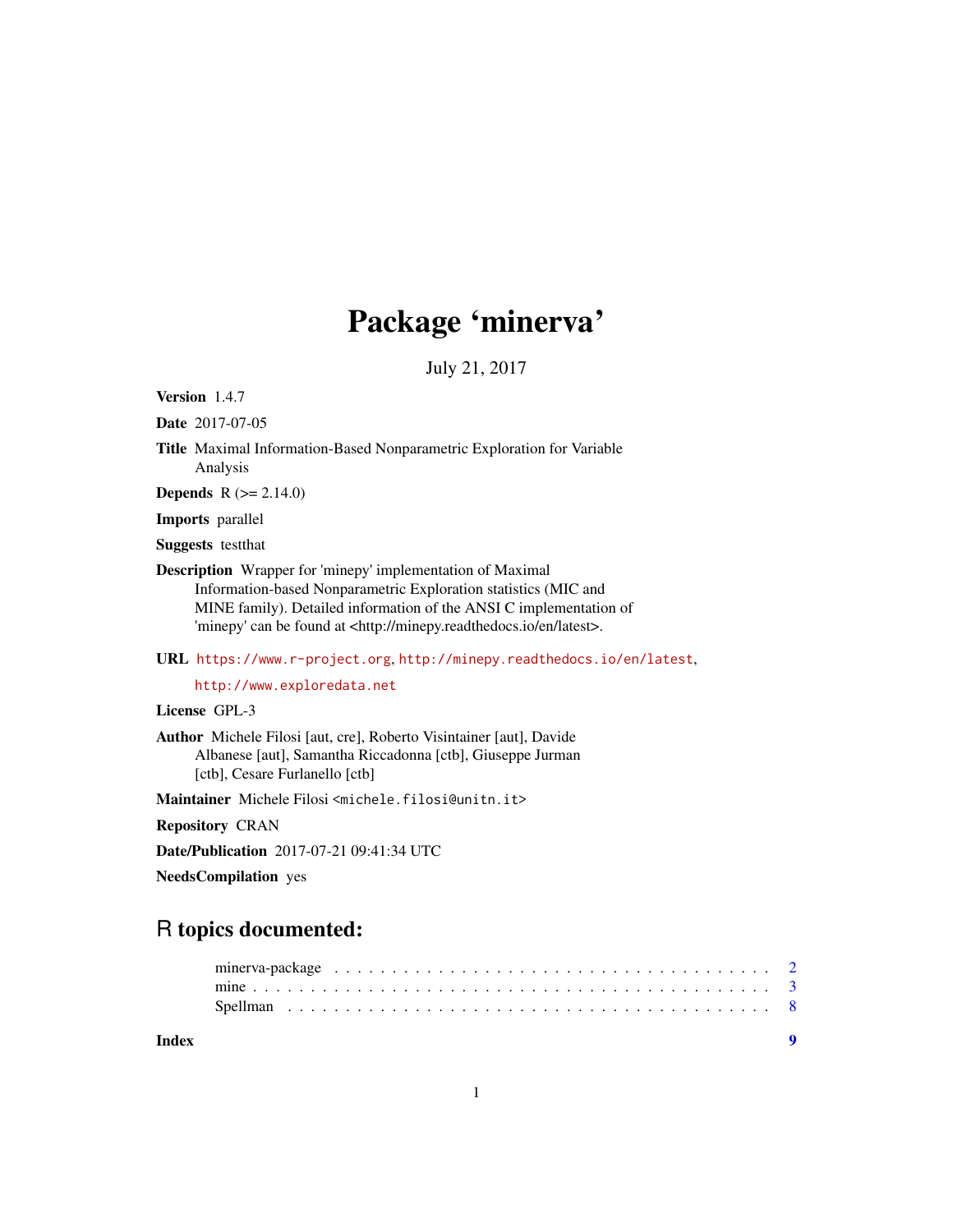# Package 'minerva'

July 21, 2017

**Version** 1.4.7

**Date** 2017-07-05

**Title** Maximal Information-Based Nonparametric Exploration for Variable Analysis

**Depends** R (>= 2.14.0)

**Imports** parallel

**Suggests** testthat

**Description** Wrapper for 'minepy' implementation of Maximal Information-based Nonparametric Exploration statistics (MIC and MINE family). Detailed information of the ANSI C implementation of 'minepy' can be found at <http://minepy.readthedocs.io/en/latest>.

**URL** https://www.r-project.org, http://minepy.readthedocs.io/en/latest, http://www.exploredata.net

**License** GPL-3

**Author** Michele Filosi [aut, cre], Roberto Visintainer [aut], Davide Albanese [aut], Samantha Riccadonna [ctb], Giuseppe Jurman [ctb], Cesare Furlanello [ctb]

**Maintainer** Michele Filosi <michele.filosi@unitn.it>

**Repository** CRAN

**Date/Publication** 2017-07-21 09:41:34 UTC

**NeedsCompilation** yes

## R topics documented:

- minerva-package . . . . . . . . . . . . . . . . . . . . . . . . . . . . . . . . . . . 2
- mine . . . . . . . . . . . . . . . . . . . . . . . . . . . . . . . . . . . . . . . . . . 3
- Spellman . . . . . . . . . . . . . . . . . . . . . . . . . . . . . . . . . . . . . . . 8

**Index** **9**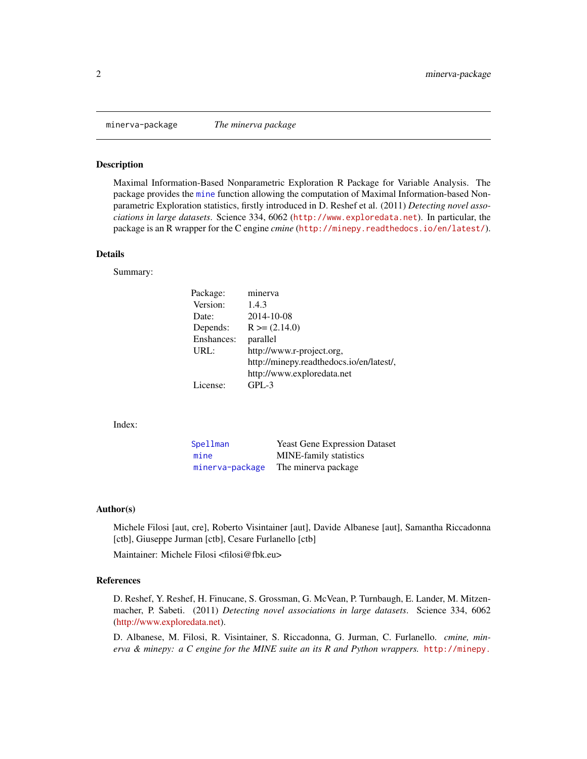minerva-package *The minerva package*

## Description

Maximal Information-Based Nonparametric Exploration R Package for Variable Analysis. The package provides the mine function allowing the computation of Maximal Information-based Non-parametric Exploration statistics, firstly introduced in D. Reshef et al. (2011) *Detecting novel associations in large datasets*. Science 334, 6062 (http://www.exploredata.net). In particular, the package is an R wrapper for the C engine *cmine* (http://minepy.readthedocs.io/en/latest/).

## Details

Summary:

| | |
|---|---|
| Package: | minerva |
| Version: | 1.4.3 |
| Date: | 2014-10-08 |
| Depends: | R >= (2.14.0) |
| Enshances: | parallel |
| URL: | http://www.r-project.org, http://minepy.readthedocs.io/en/latest/, http://www.exploredata.net |
| License: | GPL-3 |

Index:

| | |
|---|---|
| Spellman | Yeast Gene Expression Dataset |
| mine | MINE-family statistics |
| minerva-package | The minerva package |

## Author(s)

Michele Filosi [aut, cre], Roberto Visintainer [aut], Davide Albanese [aut], Samantha Riccadonna [ctb], Giuseppe Jurman [ctb], Cesare Furlanello [ctb]

Maintainer: Michele Filosi <filosi@fbk.eu>

## References

D. Reshef, Y. Reshef, H. Finucane, S. Grossman, G. McVean, P. Turnbaugh, E. Lander, M. Mitzenmacher, P. Sabeti. (2011) *Detecting novel associations in large datasets*. Science 334, 6062 (http://www.exploredata.net).

D. Albanese, M. Filosi, R. Visintainer, S. Riccadonna, G. Jurman, C. Furlanello. *cmine, minerva & minepy: a C engine for the MINE suite an its R and Python wrappers.* http://minepy.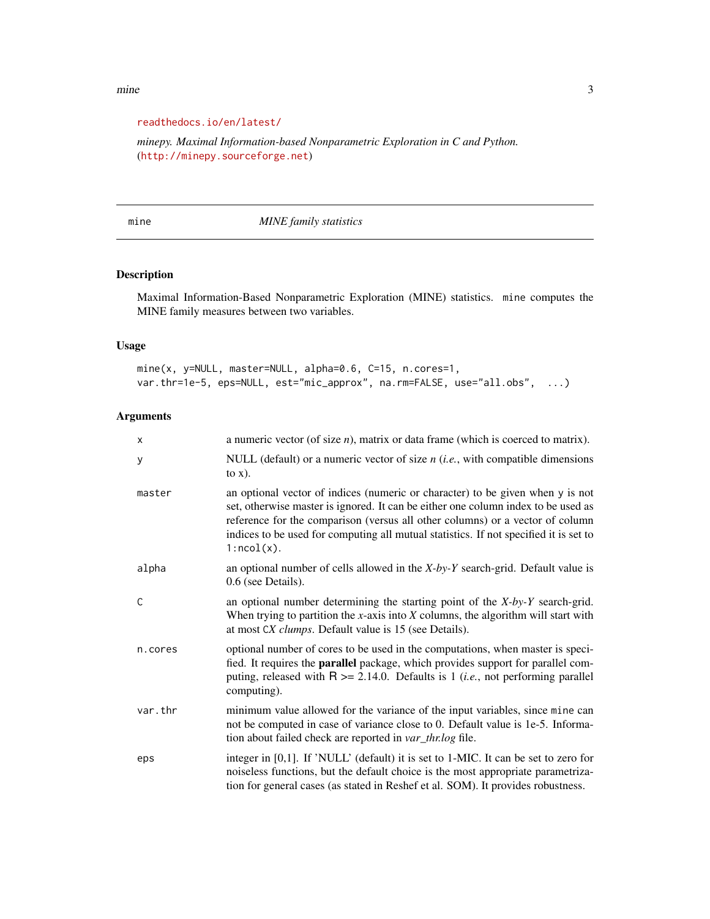readthedocs.io/en/latest/

*minepy. Maximal Information-based Nonparametric Exploration in C and Python.* (http://minepy.sourceforge.net)

## mine — *MINE family statistics*

### Description

Maximal Information-Based Nonparametric Exploration (MINE) statistics. `mine` computes the MINE family measures between two variables.

### Usage

```
mine(x, y=NULL, master=NULL, alpha=0.6, C=15, n.cores=1,
var.thr=1e-5, eps=NULL, est="mic_approx", na.rm=FALSE, use="all.obs",  ...)
```

### Arguments

| | |
|---|---|
| `x` | a numeric vector (of size *n*), matrix or data frame (which is coerced to matrix). |
| `y` | NULL (default) or a numeric vector of size *n* (*i.e.*, with compatible dimensions to x). |
| `master` | an optional vector of indices (numeric or character) to be given when `y` is not set, otherwise master is ignored. It can be either one column index to be used as reference for the comparison (versus all other columns) or a vector of column indices to be used for computing all mutual statistics. If not specified it is set to `1:ncol(x)`. |
| `alpha` | an optional number of cells allowed in the *X-by-Y* search-grid. Default value is 0.6 (see Details). |
| `C` | an optional number determining the starting point of the *X-by-Y* search-grid. When trying to partition the *x*-axis into *X* columns, the algorithm will start with at most `C`*X* *clumps*. Default value is 15 (see Details). |
| `n.cores` | optional number of cores to be used in the computations, when master is specified. It requires the **parallel** package, which provides support for parallel computing, released with R >= 2.14.0. Defaults is 1 (*i.e.*, not performing parallel computing). |
| `var.thr` | minimum value allowed for the variance of the input variables, since `mine` can not be computed in case of variance close to 0. Default value is 1e-5. Information about failed check are reported in *var_thr.log* file. |
| `eps` | integer in [0,1]. If 'NULL' (default) it is set to 1-MIC. It can be set to zero for noiseless functions, but the default choice is the most appropriate parametrization for general cases (as stated in Reshef et al. SOM). It provides robustness. |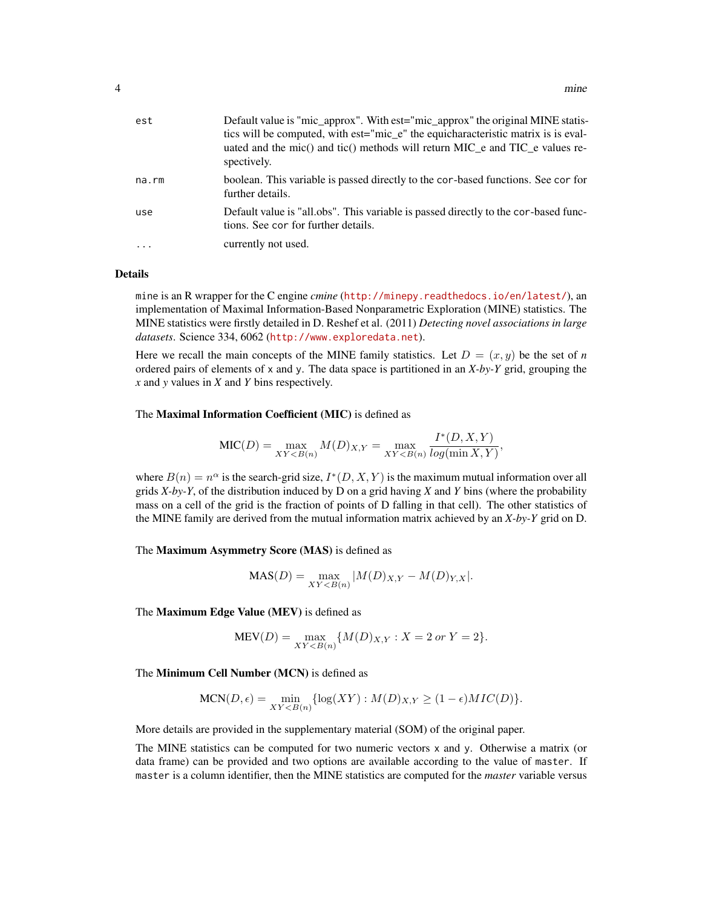| | |
|---|---|
| `est` | Default value is "mic_approx". With est="mic_approx" the original MINE statistics will be computed, with est="mic_e" the equicharacteristic matrix is is evaluated and the mic() and tic() methods will return MIC_e and TIC_e values respectively. |
| `na.rm` | boolean. This variable is passed directly to the `cor`-based functions. See `cor` for further details. |
| `use` | Default value is "all.obs". This variable is passed directly to the `cor`-based functions. See `cor` for further details. |
| `...` | currently not used. |

## Details

`mine` is an R wrapper for the C engine *cmine* (http://minepy.readthedocs.io/en/latest/), an implementation of Maximal Information-Based Nonparametric Exploration (MINE) statistics. The MINE statistics were firstly detailed in D. Reshef et al. (2011) *Detecting novel associations in large datasets*. Science 334, 6062 (http://www.exploredata.net).

Here we recall the main concepts of the MINE family statistics. Let $D = (x, y)$ be the set of *n* ordered pairs of elements of `x` and `y`. The data space is partitioned in an *X-by-Y* grid, grouping the *x* and *y* values in *X* and *Y* bins respectively.

The **Maximal Information Coefficient (MIC)** is defined as

$$\text{MIC}(D) = \max_{XY<B(n)} M(D)_{X,Y} = \max_{XY<B(n)} \frac{I^*(D,X,Y)}{log(\min X, Y)},$$

where $B(n) = n^{\alpha}$ is the search-grid size, $I^*(D, X, Y)$ is the maximum mutual information over all grids *X-by-Y*, of the distribution induced by D on a grid having *X* and *Y* bins (where the probability mass on a cell of the grid is the fraction of points of D falling in that cell). The other statistics of the MINE family are derived from the mutual information matrix achieved by an *X-by-Y* grid on D.

The **Maximum Asymmetry Score (MAS)** is defined as

$$\text{MAS}(D) = \max_{XY<B(n)} |M(D)_{X,Y} - M(D)_{Y,X}|.$$

The **Maximum Edge Value (MEV)** is defined as

$$\text{MEV}(D) = \max_{XY<B(n)} \{M(D)_{X,Y} : X = 2 \; or \; Y = 2\}.$$

The **Minimum Cell Number (MCN)** is defined as

$$\text{MCN}(D, \epsilon) = \min_{XY<B(n)} \{\log(XY) : M(D)_{X,Y} \geq (1 - \epsilon) MIC(D)\}.$$

More details are provided in the supplementary material (SOM) of the original paper.

The MINE statistics can be computed for two numeric vectors `x` and `y`. Otherwise a matrix (or data frame) can be provided and two options are available according to the value of `master`. If `master` is a column identifier, then the MINE statistics are computed for the *master* variable versus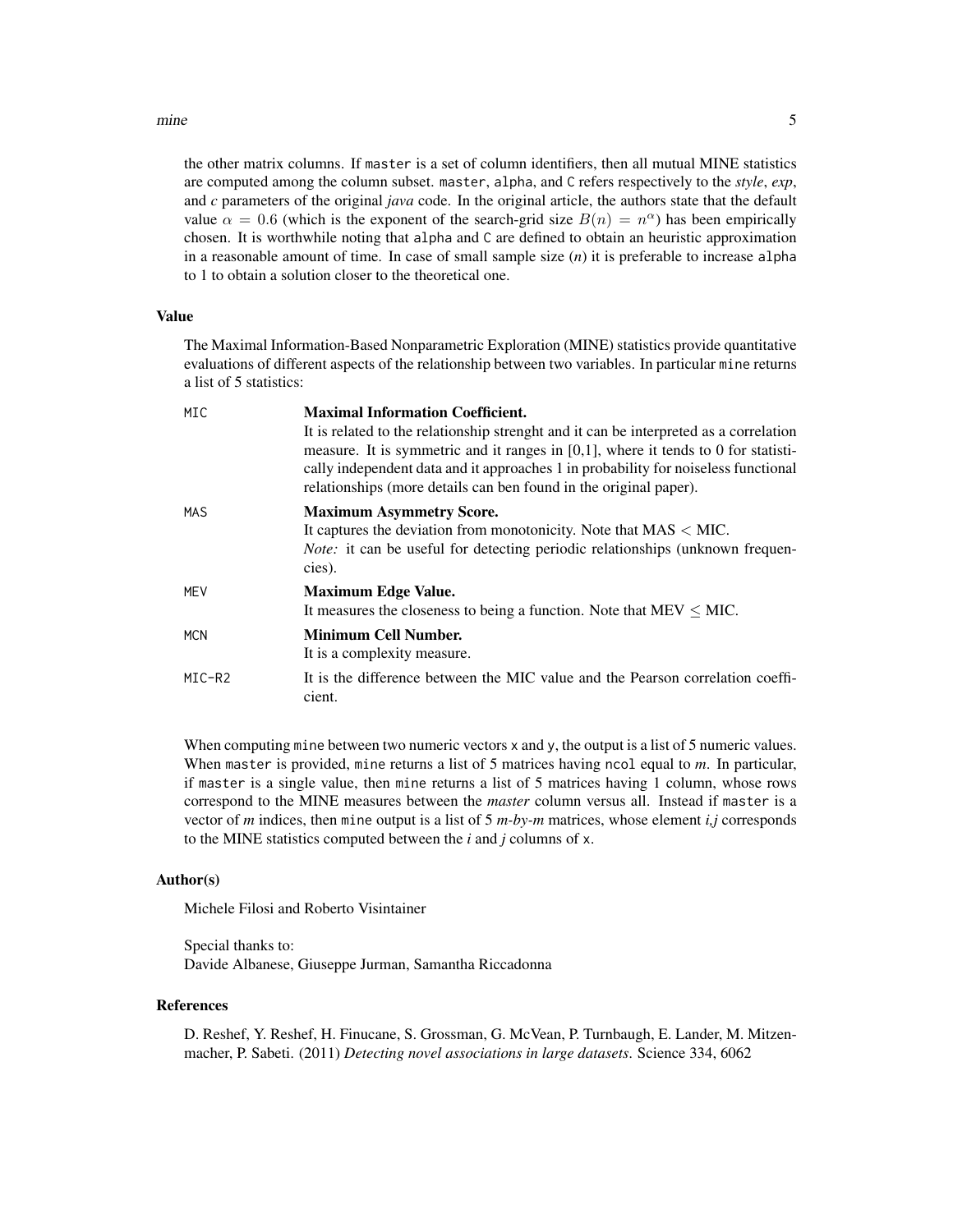the other matrix columns. If `master` is a set of column identifiers, then all mutual MINE statistics are computed among the column subset. `master`, `alpha`, and `C` refers respectively to the *style*, *exp*, and *c* parameters of the original *java* code. In the original article, the authors state that the default value $\alpha = 0.6$ (which is the exponent of the search-grid size $B(n) = n^{\alpha}$) has been empirically chosen. It is worthwhile noting that `alpha` and `C` are defined to obtain an heuristic approximation in a reasonable amount of time. In case of small sample size ($n$) it is preferable to increase `alpha` to 1 to obtain a solution closer to the theoretical one.

## Value

The Maximal Information-Based Nonparametric Exploration (MINE) statistics provide quantitative evaluations of different aspects of the relationship between two variables. In particular `mine` returns a list of 5 statistics:

| | |
|---|---|
| `MIC` | **Maximal Information Coefficient.** It is related to the relationship strenght and it can be interpreted as a correlation measure. It is symmetric and it ranges in [0,1], where it tends to 0 for statistically independent data and it approaches 1 in probability for noiseless functional relationships (more details can ben found in the original paper). |
| `MAS` | **Maximum Asymmetry Score.** It captures the deviation from monotonicity. Note that MAS $<$ MIC. *Note:* it can be useful for detecting periodic relationships (unknown frequencies). |
| `MEV` | **Maximum Edge Value.** It measures the closeness to being a function. Note that MEV $\leq$ MIC. |
| `MCN` | **Minimum Cell Number.** It is a complexity measure. |
| `MIC-R2` | It is the difference between the MIC value and the Pearson correlation coefficient. |

When computing `mine` between two numeric vectors `x` and `y`, the output is a list of 5 numeric values. When `master` is provided, `mine` returns a list of 5 matrices having `ncol` equal to *m*. In particular, if `master` is a single value, then `mine` returns a list of 5 matrices having 1 column, whose rows correspond to the MINE measures between the *master* column versus all. Instead if `master` is a vector of *m* indices, then `mine` output is a list of 5 *m-by-m* matrices, whose element *i,j* corresponds to the MINE statistics computed between the *i* and *j* columns of `x`.

## Author(s)

Michele Filosi and Roberto Visintainer

Special thanks to:
Davide Albanese, Giuseppe Jurman, Samantha Riccadonna

## References

D. Reshef, Y. Reshef, H. Finucane, S. Grossman, G. McVean, P. Turnbaugh, E. Lander, M. Mitzenmacher, P. Sabeti. (2011) *Detecting novel associations in large datasets*. Science 334, 6062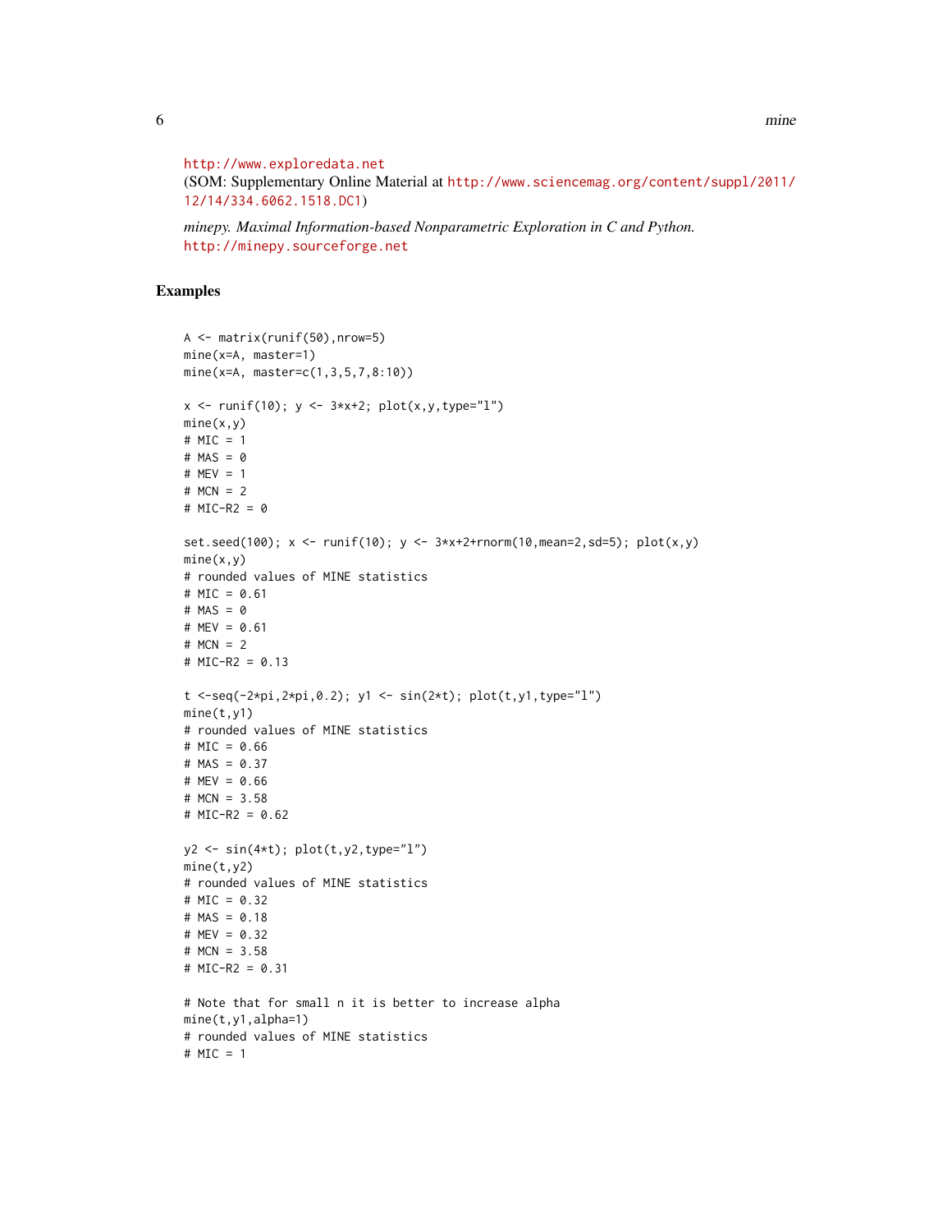http://www.exploredata.net
(SOM: Supplementary Online Material at http://www.sciencemag.org/content/suppl/2011/12/14/334.6062.1518.DC1)

*minepy. Maximal Information-based Nonparametric Exploration in C and Python.*
http://minepy.sourceforge.net

## Examples

```
A <- matrix(runif(50),nrow=5)
mine(x=A, master=1)
mine(x=A, master=c(1,3,5,7,8:10))

x <- runif(10); y <- 3*x+2; plot(x,y,type="l")
mine(x,y)
# MIC = 1
# MAS = 0
# MEV = 1
# MCN = 2
# MIC-R2 = 0

set.seed(100); x <- runif(10); y <- 3*x+2+rnorm(10,mean=2,sd=5); plot(x,y)
mine(x,y)
# rounded values of MINE statistics
# MIC = 0.61
# MAS = 0
# MEV = 0.61
# MCN = 2
# MIC-R2 = 0.13

t <-seq(-2*pi,2*pi,0.2); y1 <- sin(2*t); plot(t,y1,type="l")
mine(t,y1)
# rounded values of MINE statistics
# MIC = 0.66
# MAS = 0.37
# MEV = 0.66
# MCN = 3.58
# MIC-R2 = 0.62

y2 <- sin(4*t); plot(t,y2,type="l")
mine(t,y2)
# rounded values of MINE statistics
# MIC = 0.32
# MAS = 0.18
# MEV = 0.32
# MCN = 3.58
# MIC-R2 = 0.31

# Note that for small n it is better to increase alpha
mine(t,y1,alpha=1)
# rounded values of MINE statistics
# MIC = 1
```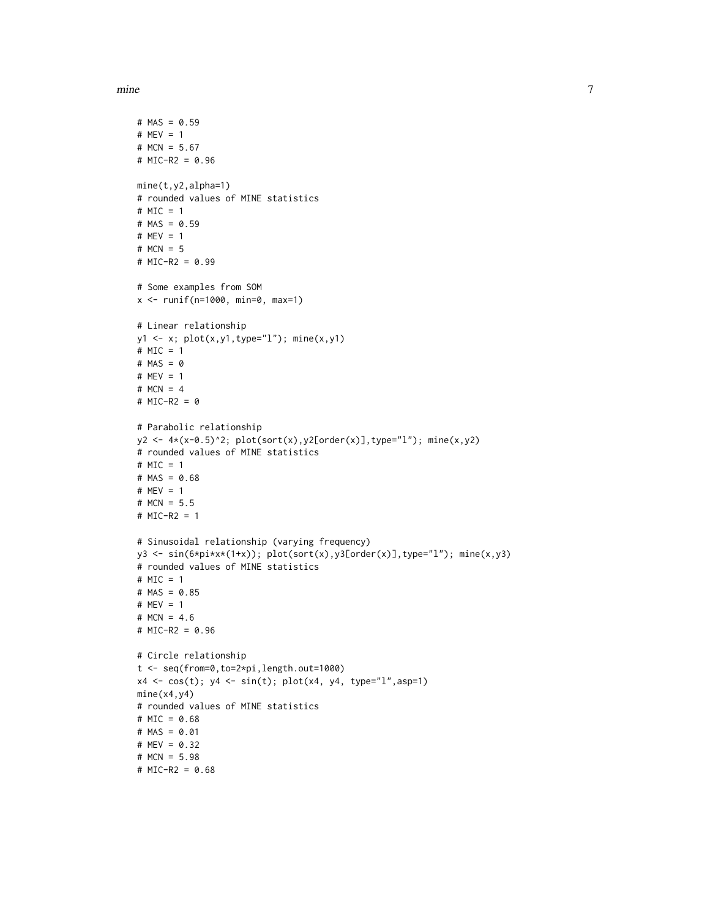```
# MAS = 0.59
# MEV = 1
# MCN = 5.67
# MIC-R2 = 0.96

mine(t,y2,alpha=1)
# rounded values of MINE statistics
# MIC = 1
# MAS = 0.59
# MEV = 1
# MCN = 5
# MIC-R2 = 0.99

# Some examples from SOM
x <- runif(n=1000, min=0, max=1)

# Linear relationship
y1 <- x; plot(x,y1,type="l"); mine(x,y1)
# MIC = 1
# MAS = 0
# MEV = 1
# MCN = 4
# MIC-R2 = 0

# Parabolic relationship
y2 <- 4*(x-0.5)^2; plot(sort(x),y2[order(x)],type="l"); mine(x,y2)
# rounded values of MINE statistics
# MIC = 1
# MAS = 0.68
# MEV = 1
# MCN = 5.5
# MIC-R2 = 1

# Sinusoidal relationship (varying frequency)
y3 <- sin(6*pi*x*(1+x)); plot(sort(x),y3[order(x)],type="l"); mine(x,y3)
# rounded values of MINE statistics
# MIC = 1
# MAS = 0.85
# MEV = 1
# MCN = 4.6
# MIC-R2 = 0.96

# Circle relationship
t <- seq(from=0,to=2*pi,length.out=1000)
x4 <- cos(t); y4 <- sin(t); plot(x4, y4, type="l",asp=1)
mine(x4,y4)
# rounded values of MINE statistics
# MIC = 0.68
# MAS = 0.01
# MEV = 0.32
# MCN = 5.98
# MIC-R2 = 0.68
```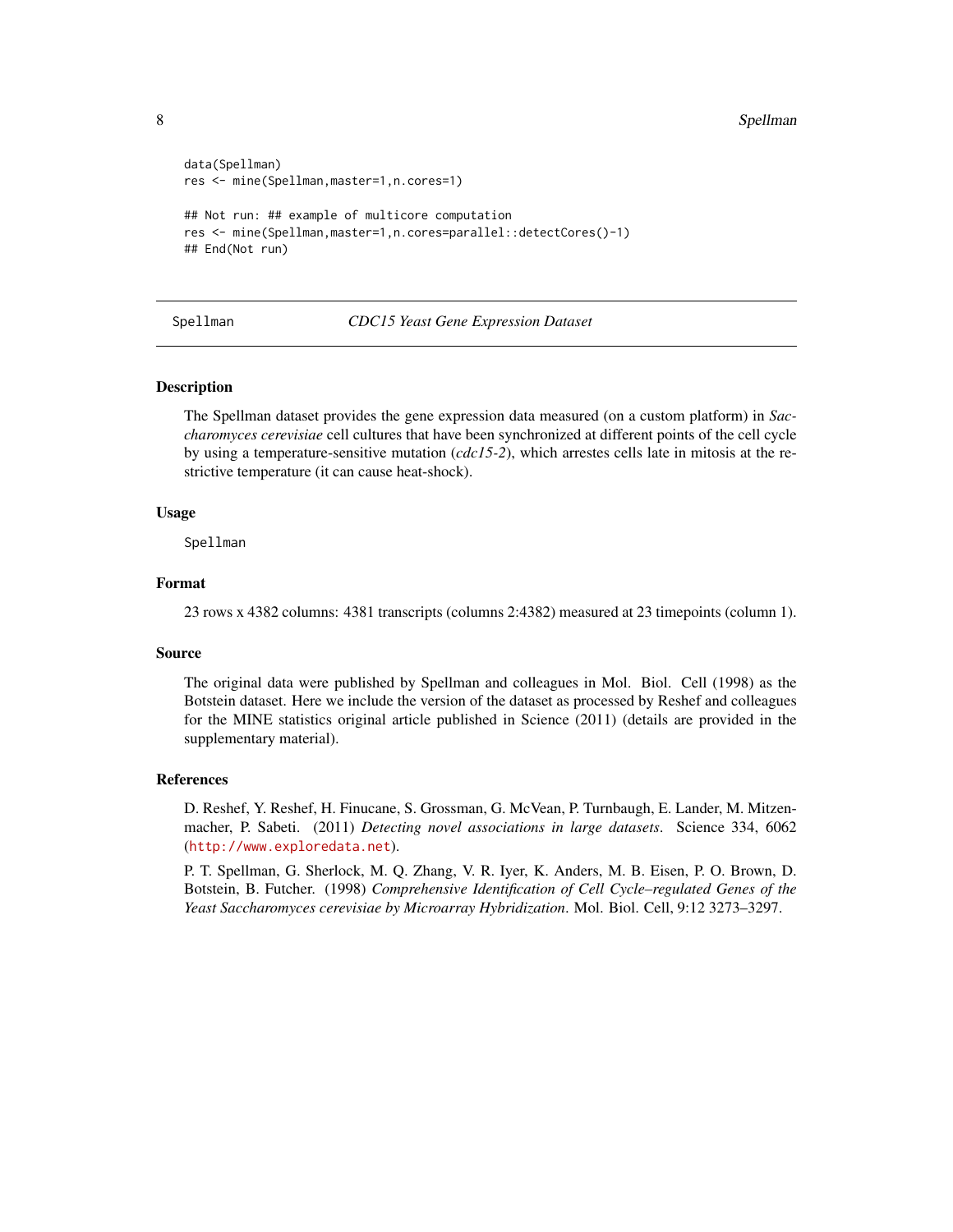```
data(Spellman)
res <- mine(Spellman,master=1,n.cores=1)

## Not run: ## example of multicore computation
res <- mine(Spellman,master=1,n.cores=parallel::detectCores()-1)
## End(Not run)
```

---

Spellman *CDC15 Yeast Gene Expression Dataset*

---

### Description

The Spellman dataset provides the gene expression data measured (on a custom platform) in *Saccharomyces cerevisiae* cell cultures that have been synchronized at different points of the cell cycle by using a temperature-sensitive mutation (*cdc15-2*), which arrestes cells late in mitosis at the restrictive temperature (it can cause heat-shock).

### Usage

```
Spellman
```

### Format

23 rows x 4382 columns: 4381 transcripts (columns 2:4382) measured at 23 timepoints (column 1).

### Source

The original data were published by Spellman and colleagues in Mol. Biol. Cell (1998) as the Botstein dataset. Here we include the version of the dataset as processed by Reshef and colleagues for the MINE statistics original article published in Science (2011) (details are provided in the supplementary material).

### References

D. Reshef, Y. Reshef, H. Finucane, S. Grossman, G. McVean, P. Turnbaugh, E. Lander, M. Mitzenmacher, P. Sabeti. (2011) *Detecting novel associations in large datasets*. Science 334, 6062 (http://www.exploredata.net).

P. T. Spellman, G. Sherlock, M. Q. Zhang, V. R. Iyer, K. Anders, M. B. Eisen, P. O. Brown, D. Botstein, B. Futcher. (1998) *Comprehensive Identification of Cell Cycle–regulated Genes of the Yeast Saccharomyces cerevisiae by Microarray Hybridization*. Mol. Biol. Cell, 9:12 3273–3297.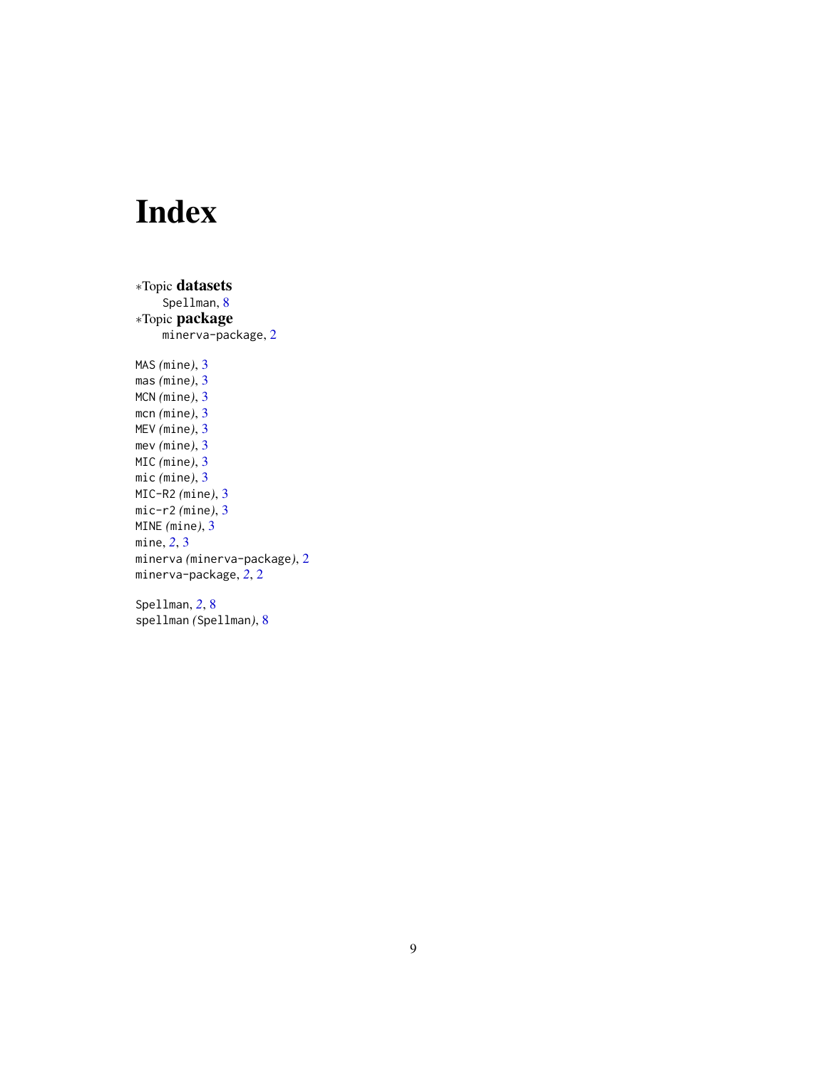# Index

*Topic **datasets**
    Spellman, 8
*Topic **package**
    minerva-package, 2

MAS *(mine)*, 3
mas *(mine)*, 3
MCN *(mine)*, 3
mcn *(mine)*, 3
MEV *(mine)*, 3
mev *(mine)*, 3
MIC *(mine)*, 3
mic *(mine)*, 3
MIC-R2 *(mine)*, 3
mic-r2 *(mine)*, 3
MINE *(mine)*, 3
mine, *2*, 3
minerva *(minerva-package)*, 2
minerva-package, *2*, 2

Spellman, *2*, 8
spellman *(Spellman)*, 8